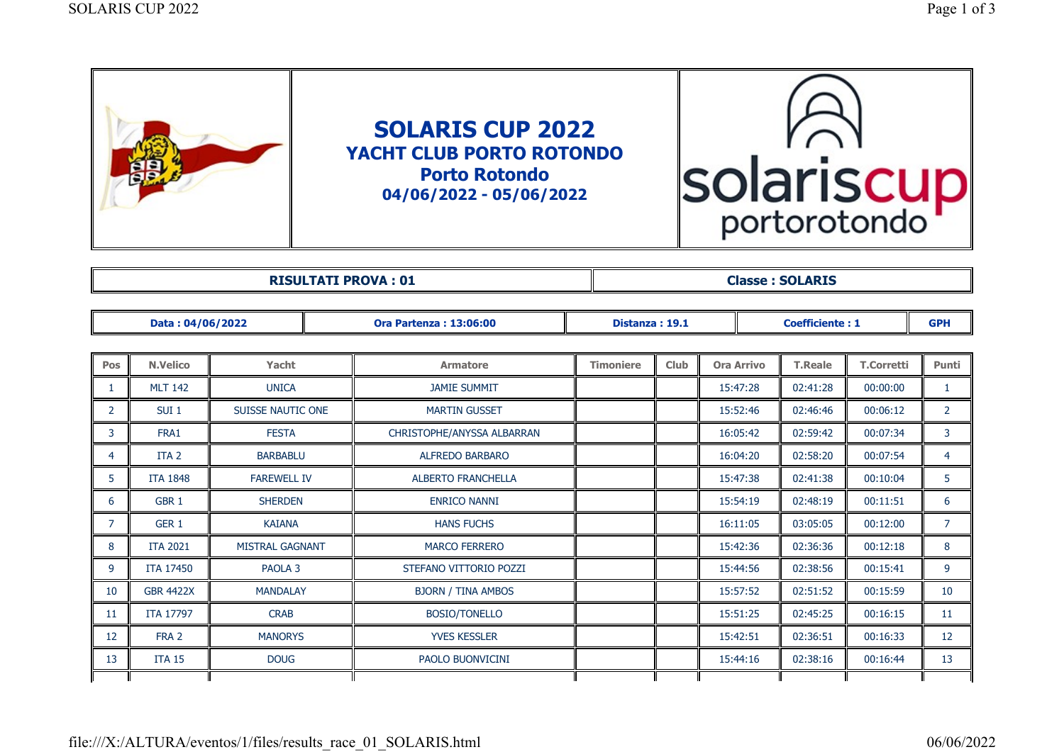# SOLARIS CUP 2022

## YACHT CLUB PORTO ROTONDO

## Porto Rotondo

## 04/06/2022 - 05/06/2022

solariscup portorotondo

| RISULTATI PROVA : 01 | Classe : SOLARIS |
|---|---|

| Data : 04/06/2022 | Ora Partenza : 13:06:00 | Distanza : 19.1 | Coefficiente : 1 | GPH |
|---|---|---|---|---|

| Pos | N.Velico | Yacht | Armatore | Timoniere | Club | Ora Arrivo | T.Reale | T.Corretti | Punti |
|---|---|---|---|---|---|---|---|---|---|
| 1 | MLT 142 | UNICA | JAMIE SUMMIT | | | 15:47:28 | 02:41:28 | 00:00:00 | 1 |
| 2 | SUI 1 | SUISSE NAUTIC ONE | MARTIN GUSSET | | | 15:52:46 | 02:46:46 | 00:06:12 | 2 |
| 3 | FRA1 | FESTA | CHRISTOPHE/ANYSSA ALBARRAN | | | 16:05:42 | 02:59:42 | 00:07:34 | 3 |
| 4 | ITA 2 | BARBABLU | ALFREDO BARBARO | | | 16:04:20 | 02:58:20 | 00:07:54 | 4 |
| 5 | ITA 1848 | FAREWELL IV | ALBERTO FRANCHELLA | | | 15:47:38 | 02:41:38 | 00:10:04 | 5 |
| 6 | GBR 1 | SHERDEN | ENRICO NANNI | | | 15:54:19 | 02:48:19 | 00:11:51 | 6 |
| 7 | GER 1 | KAIANA | HANS FUCHS | | | 16:11:05 | 03:05:05 | 00:12:00 | 7 |
| 8 | ITA 2021 | MISTRAL GAGNANT | MARCO FERRERO | | | 15:42:36 | 02:36:36 | 00:12:18 | 8 |
| 9 | ITA 17450 | PAOLA 3 | STEFANO VITTORIO POZZI | | | 15:44:56 | 02:38:56 | 00:15:41 | 9 |
| 10 | GBR 4422X | MANDALAY | BJORN / TINA AMBOS | | | 15:57:52 | 02:51:52 | 00:15:59 | 10 |
| 11 | ITA 17797 | CRAB | BOSIO/TONELLO | | | 15:51:25 | 02:45:25 | 00:16:15 | 11 |
| 12 | FRA 2 | MANORYS | YVES KESSLER | | | 15:42:51 | 02:36:51 | 00:16:33 | 12 |
| 13 | ITA 15 | DOUG | PAOLO BUONVICINI | | | 15:44:16 | 02:38:16 | 00:16:44 | 13 |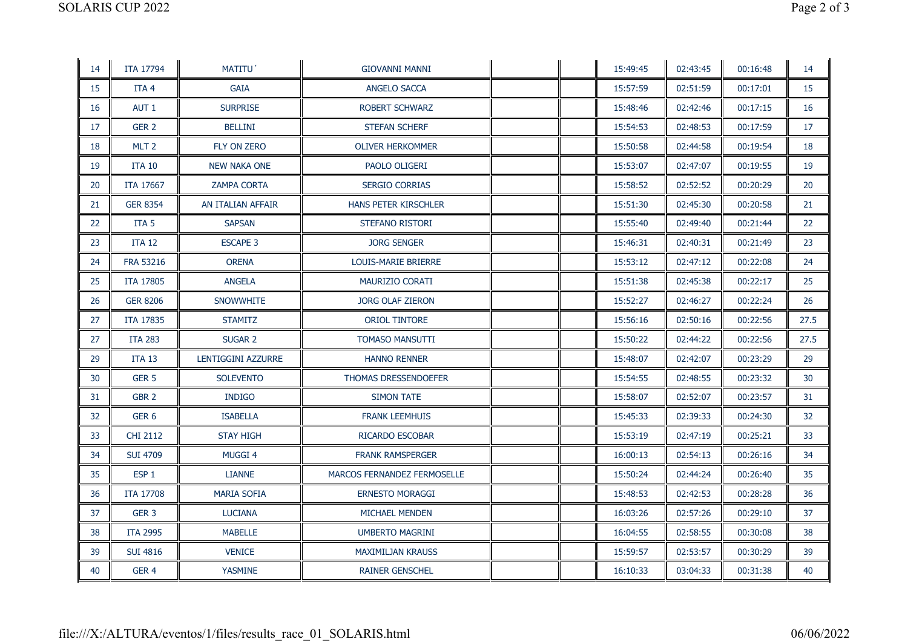| | | | | | | | | | |
|---|---|---|---|---|---|---|---|---|---|
| 14 | ITA 17794 | MATITU´ | GIOVANNI MANNI | | | 15:49:45 | 02:43:45 | 00:16:48 | 14 |
| 15 | ITA 4 | GAIA | ANGELO SACCA | | | 15:57:59 | 02:51:59 | 00:17:01 | 15 |
| 16 | AUT 1 | SURPRISE | ROBERT SCHWARZ | | | 15:48:46 | 02:42:46 | 00:17:15 | 16 |
| 17 | GER 2 | BELLINI | STEFAN SCHERF | | | 15:54:53 | 02:48:53 | 00:17:59 | 17 |
| 18 | MLT 2 | FLY ON ZERO | OLIVER HERKOMMER | | | 15:50:58 | 02:44:58 | 00:19:54 | 18 |
| 19 | ITA 10 | NEW NAKA ONE | PAOLO OLIGERI | | | 15:53:07 | 02:47:07 | 00:19:55 | 19 |
| 20 | ITA 17667 | ZAMPA CORTA | SERGIO CORRIAS | | | 15:58:52 | 02:52:52 | 00:20:29 | 20 |
| 21 | GER 8354 | AN ITALIAN AFFAIR | HANS PETER KIRSCHLER | | | 15:51:30 | 02:45:30 | 00:20:58 | 21 |
| 22 | ITA 5 | SAPSAN | STEFANO RISTORI | | | 15:55:40 | 02:49:40 | 00:21:44 | 22 |
| 23 | ITA 12 | ESCAPE 3 | JORG SENGER | | | 15:46:31 | 02:40:31 | 00:21:49 | 23 |
| 24 | FRA 53216 | ORENA | LOUIS-MARIE BRIERRE | | | 15:53:12 | 02:47:12 | 00:22:08 | 24 |
| 25 | ITA 17805 | ANGELA | MAURIZIO CORATI | | | 15:51:38 | 02:45:38 | 00:22:17 | 25 |
| 26 | GER 8206 | SNOWWHITE | JORG OLAF ZIERON | | | 15:52:27 | 02:46:27 | 00:22:24 | 26 |
| 27 | ITA 17835 | STAMITZ | ORIOL TINTORE | | | 15:56:16 | 02:50:16 | 00:22:56 | 27.5 |
| 27 | ITA 283 | SUGAR 2 | TOMASO MANSUTTI | | | 15:50:22 | 02:44:22 | 00:22:56 | 27.5 |
| 29 | ITA 13 | LENTIGGINI AZZURRE | HANNO RENNER | | | 15:48:07 | 02:42:07 | 00:23:29 | 29 |
| 30 | GER 5 | SOLEVENTO | THOMAS DRESSENDOEFER | | | 15:54:55 | 02:48:55 | 00:23:32 | 30 |
| 31 | GBR 2 | INDIGO | SIMON TATE | | | 15:58:07 | 02:52:07 | 00:23:57 | 31 |
| 32 | GER 6 | ISABELLA | FRANK LEEMHUIS | | | 15:45:33 | 02:39:33 | 00:24:30 | 32 |
| 33 | CHI 2112 | STAY HIGH | RICARDO ESCOBAR | | | 15:53:19 | 02:47:19 | 00:25:21 | 33 |
| 34 | SUI 4709 | MUGGI 4 | FRANK RAMSPERGER | | | 16:00:13 | 02:54:13 | 00:26:16 | 34 |
| 35 | ESP 1 | LIANNE | MARCOS FERNANDEZ FERMOSELLE | | | 15:50:24 | 02:44:24 | 00:26:40 | 35 |
| 36 | ITA 17708 | MARIA SOFIA | ERNESTO MORAGGI | | | 15:48:53 | 02:42:53 | 00:28:28 | 36 |
| 37 | GER 3 | LUCIANA | MICHAEL MENDEN | | | 16:03:26 | 02:57:26 | 00:29:10 | 37 |
| 38 | ITA 2995 | MABELLE | UMBERTO MAGRINI | | | 16:04:55 | 02:58:55 | 00:30:08 | 38 |
| 39 | SUI 4816 | VENICE | MAXIMILJAN KRAUSS | | | 15:59:57 | 02:53:57 | 00:30:29 | 39 |
| 40 | GER 4 | YASMINE | RAINER GENSCHEL | | | 16:10:33 | 03:04:33 | 00:31:38 | 40 |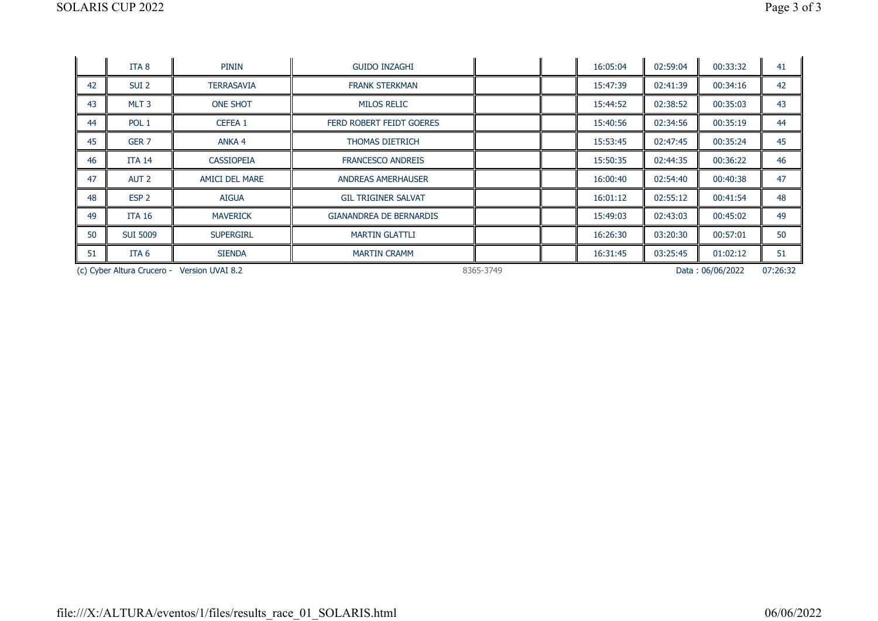| | | | | | | | | | |
|---|---|---|---|---|---|---|---|---|---|
| | ITA 8 | PININ | GUIDO INZAGHI | | | 16:05:04 | 02:59:04 | 00:33:32 | 41 |
| 42 | SUI 2 | TERRASAVIA | FRANK STERKMAN | | | 15:47:39 | 02:41:39 | 00:34:16 | 42 |
| 43 | MLT 3 | ONE SHOT | MILOS RELIC | | | 15:44:52 | 02:38:52 | 00:35:03 | 43 |
| 44 | POL 1 | CEFEA 1 | FERD ROBERT FEIDT GOERES | | | 15:40:56 | 02:34:56 | 00:35:19 | 44 |
| 45 | GER 7 | ANKA 4 | THOMAS DIETRICH | | | 15:53:45 | 02:47:45 | 00:35:24 | 45 |
| 46 | ITA 14 | CASSIOPEIA | FRANCESCO ANDREIS | | | 15:50:35 | 02:44:35 | 00:36:22 | 46 |
| 47 | AUT 2 | AMICI DEL MARE | ANDREAS AMERHAUSER | | | 16:00:40 | 02:54:40 | 00:40:38 | 47 |
| 48 | ESP 2 | AIGUA | GIL TRIGINER SALVAT | | | 16:01:12 | 02:55:12 | 00:41:54 | 48 |
| 49 | ITA 16 | MAVERICK | GIANANDREA DE BERNARDIS | | | 15:49:03 | 02:43:03 | 00:45:02 | 49 |
| 50 | SUI 5009 | SUPERGIRL | MARTIN GLATTLI | | | 16:26:30 | 03:20:30 | 00:57:01 | 50 |
| 51 | ITA 6 | SIENDA | MARTIN CRAMM | | | 16:31:45 | 03:25:45 | 01:02:12 | 51 |

(c) Cyber Altura Crucero - Version UVAI 8.2 8365-3749 Data : 06/06/2022 07:26:32